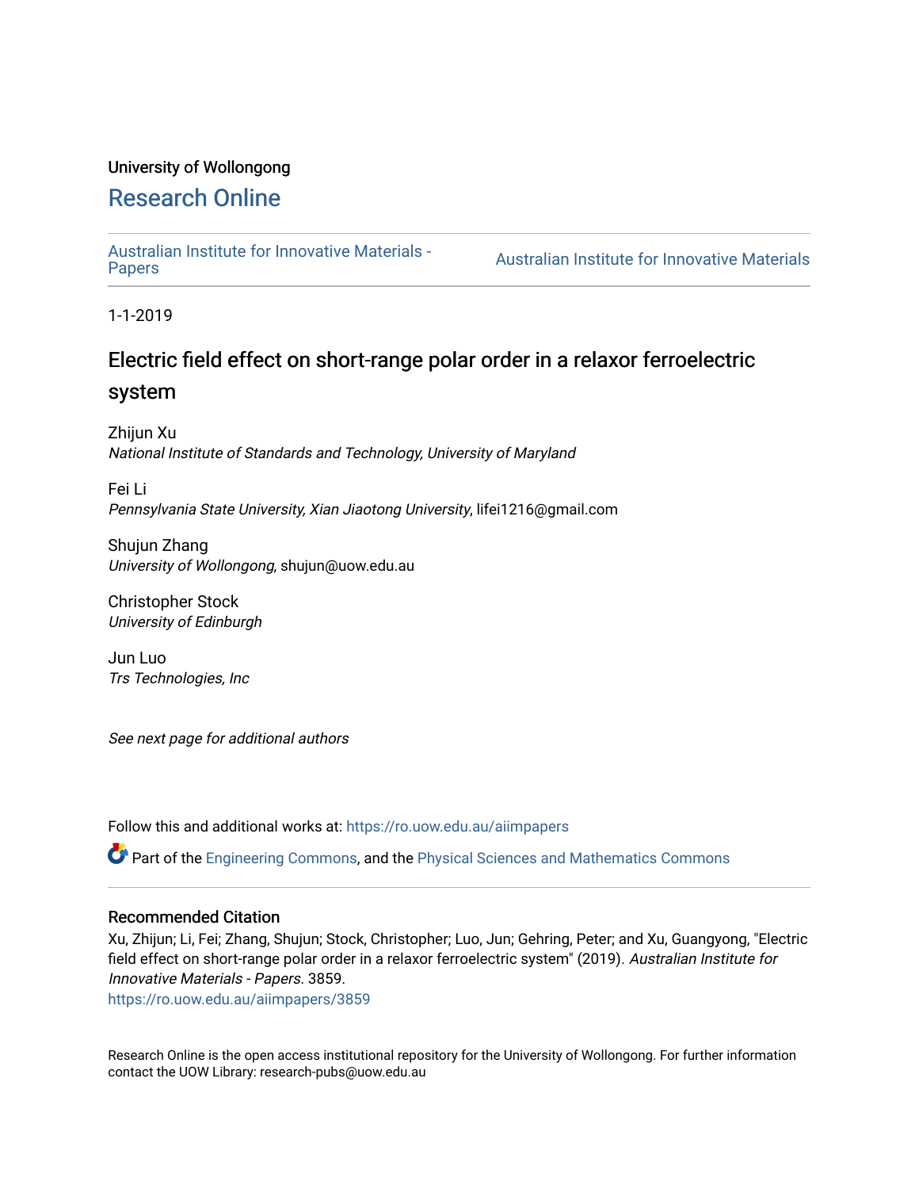University of Wollongong

# Research Online

Australian Institute for Innovative Materials - Papers | Australian Institute for Innovative Materials

1-1-2019

## Electric field effect on short-range polar order in a relaxor ferroelectric system

Zhijun Xu
*National Institute of Standards and Technology, University of Maryland*

Fei Li
*Pennsylvania State University, Xian Jiaotong University*, lifei1216@gmail.com

Shujun Zhang
*University of Wollongong*, shujun@uow.edu.au

Christopher Stock
*University of Edinburgh*

Jun Luo
*Trs Technologies, Inc*

*See next page for additional authors*

Follow this and additional works at: https://ro.uow.edu.au/aiimpapers

Part of the Engineering Commons, and the Physical Sciences and Mathematics Commons

### Recommended Citation

Xu, Zhijun; Li, Fei; Zhang, Shujun; Stock, Christopher; Luo, Jun; Gehring, Peter; and Xu, Guangyong, "Electric field effect on short-range polar order in a relaxor ferroelectric system" (2019). *Australian Institute for Innovative Materials - Papers*. 3859.
https://ro.uow.edu.au/aiimpapers/3859

Research Online is the open access institutional repository for the University of Wollongong. For further information contact the UOW Library: research-pubs@uow.edu.au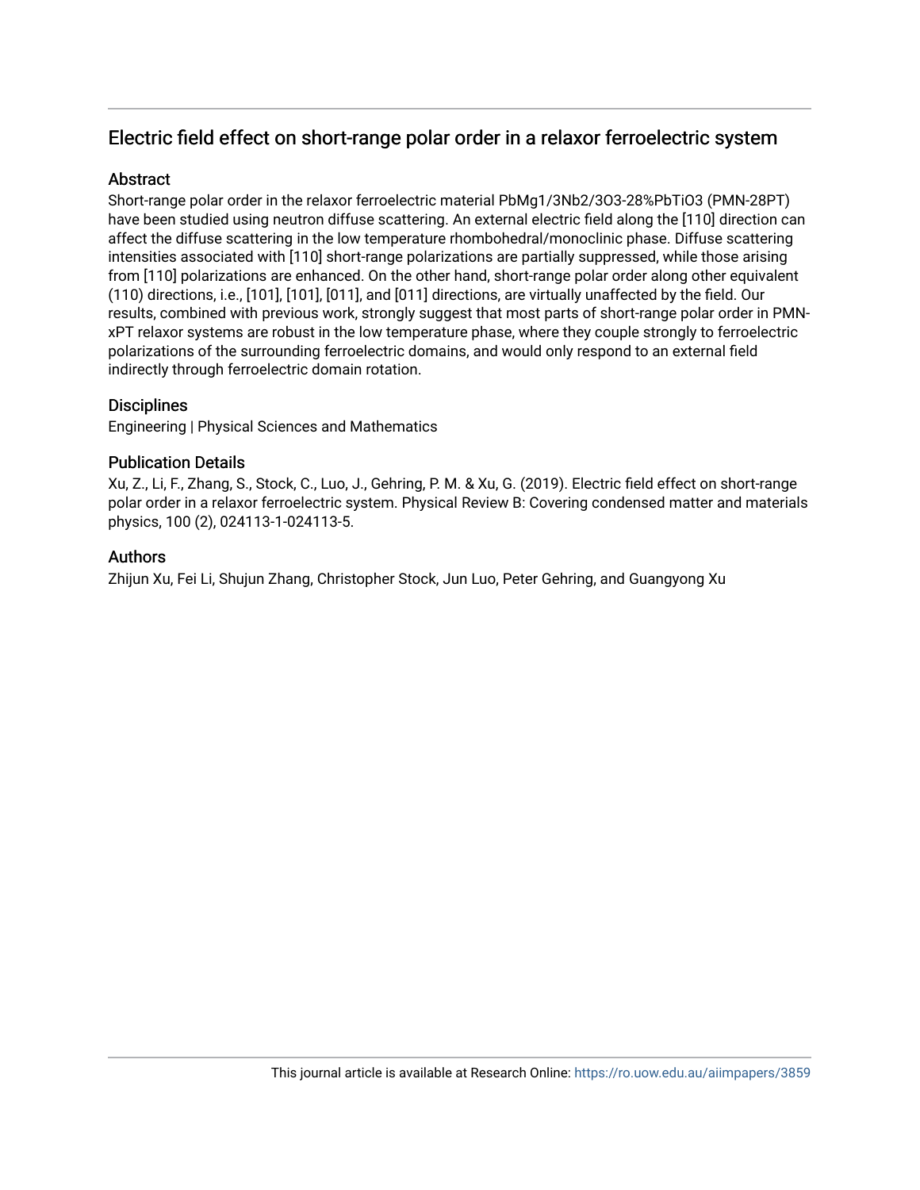# Electric field effect on short-range polar order in a relaxor ferroelectric system

## Abstract

Short-range polar order in the relaxor ferroelectric material PbMg1/3Nb2/3O3-28%PbTiO3 (PMN-28PT) have been studied using neutron diffuse scattering. An external electric field along the [110] direction can affect the diffuse scattering in the low temperature rhombohedral/monoclinic phase. Diffuse scattering intensities associated with [110] short-range polarizations are partially suppressed, while those arising from [110] polarizations are enhanced. On the other hand, short-range polar order along other equivalent (110) directions, i.e., [101], [101], [011], and [011] directions, are virtually unaffected by the field. Our results, combined with previous work, strongly suggest that most parts of short-range polar order in PMN-xPT relaxor systems are robust in the low temperature phase, where they couple strongly to ferroelectric polarizations of the surrounding ferroelectric domains, and would only respond to an external field indirectly through ferroelectric domain rotation.

## Disciplines

Engineering | Physical Sciences and Mathematics

## Publication Details

Xu, Z., Li, F., Zhang, S., Stock, C., Luo, J., Gehring, P. M. & Xu, G. (2019). Electric field effect on short-range polar order in a relaxor ferroelectric system. Physical Review B: Covering condensed matter and materials physics, 100 (2), 024113-1-024113-5.

## Authors

Zhijun Xu, Fei Li, Shujun Zhang, Christopher Stock, Jun Luo, Peter Gehring, and Guangyong Xu

This journal article is available at Research Online: https://ro.uow.edu.au/aiimpapers/3859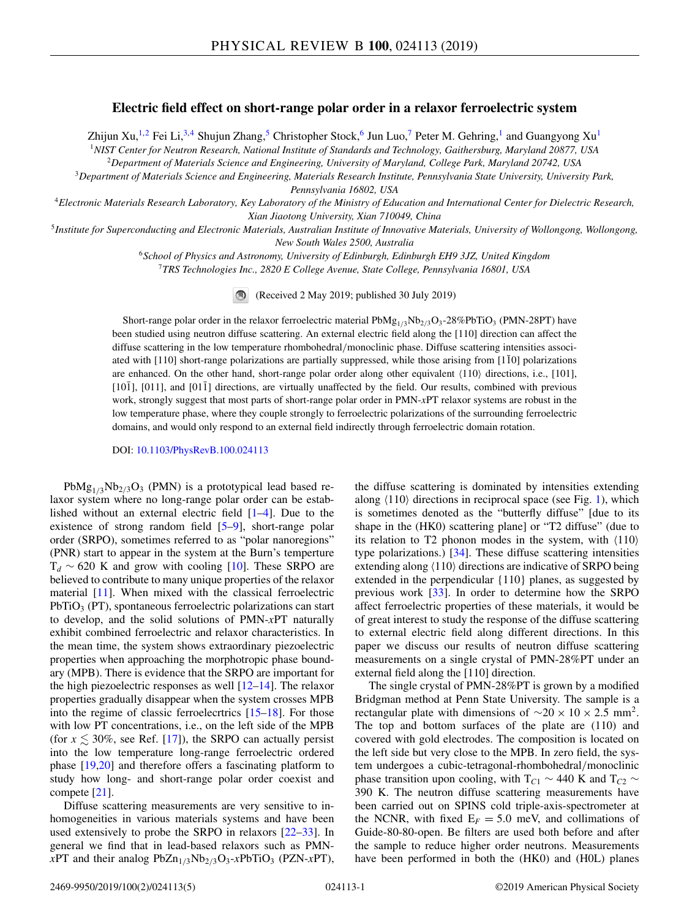# Electric field effect on short-range polar order in a relaxor ferroelectric system

Zhijun Xu,[1,2] Fei Li,[3,4] Shujun Zhang,[5] Christopher Stock,[6] Jun Luo,[7] Peter M. Gehring,[1] and Guangyong Xu[1]

[1]NIST Center for Neutron Research, National Institute of Standards and Technology, Gaithersburg, Maryland 20877, USA

[2]Department of Materials Science and Engineering, University of Maryland, College Park, Maryland 20742, USA

[3]Department of Materials Science and Engineering, Materials Research Institute, Pennsylvania State University, University Park, Pennsylvania 16802, USA

[4]Electronic Materials Research Laboratory, Key Laboratory of the Ministry of Education and International Center for Dielectric Research, Xian Jiaotong University, Xian 710049, China

[5]Institute for Superconducting and Electronic Materials, Australian Institute of Innovative Materials, University of Wollongong, Wollongong, New South Wales 2500, Australia

[6]School of Physics and Astronomy, University of Edinburgh, Edinburgh EH9 3JZ, United Kingdom

[7]TRS Technologies Inc., 2820 E College Avenue, State College, Pennsylvania 16801, USA

(Received 2 May 2019; published 30 July 2019)

Short-range polar order in the relaxor ferroelectric material $PbMg_{1/3}Nb_{2/3}O_3$-28%$PbTiO_3$ (PMN-28PT) have been studied using neutron diffuse scattering. An external electric field along the [110] direction can affect the diffuse scattering in the low temperature rhombohedral/monoclinic phase. Diffuse scattering intensities associated with [110] short-range polarizations are partially suppressed, while those arising from $[1\bar{1}0]$ polarizations are enhanced. On the other hand, short-range polar order along other equivalent ⟨110⟩ directions, i.e., [101], $[10\bar{1}]$, [011], and $[01\bar{1}]$ directions, are virtually unaffected by the field. Our results, combined with previous work, strongly suggest that most parts of short-range polar order in PMN-$x$PT relaxor systems are robust in the low temperature phase, where they couple strongly to ferroelectric polarizations of the surrounding ferroelectric domains, and would only respond to an external field indirectly through ferroelectric domain rotation.

DOI: 10.1103/PhysRevB.100.024113

$PbMg_{1/3}Nb_{2/3}O_3$ (PMN) is a prototypical lead based relaxor system where no long-range polar order can be established without an external electric field [1–4]. Due to the existence of strong random field [5–9], short-range polar order (SRPO), sometimes referred to as "polar nanoregions" (PNR) start to appear in the system at the Burn's temperture $T_d \sim 620$ K and grow with cooling [10]. These SRPO are believed to contribute to many unique properties of the relaxor material [11]. When mixed with the classical ferroelectric $PbTiO_3$ (PT), spontaneous ferroelectric polarizations can start to develop, and the solid solutions of PMN-$x$PT naturally exhibit combined ferroelectric and relaxor characteristics. In the mean time, the system shows extraordinary piezoelectric properties when approaching the morphotropic phase boundary (MPB). There is evidence that the SRPO are important for the high piezoelectric responses as well [12–14]. The relaxor properties gradually disappear when the system crosses MPB into the regime of classic ferroelecrtrics [15–18]. For those with low PT concentrations, i.e., on the left side of the MPB (for $x \lesssim 30\%$, see Ref. [17]), the SRPO can actually persist into the low temperature long-range ferroelectric ordered phase [19,20] and therefore offers a fascinating platform to study how long- and short-range polar order coexist and compete [21].

Diffuse scattering measurements are very sensitive to inhomogeneities in various materials systems and have been used extensively to probe the SRPO in relaxors [22–33]. In general we find that in lead-based relaxors such as PMN-$x$PT and their analog $PbZn_{1/3}Nb_{2/3}O_3$-$x$$PbTiO_3$ (PZN-$x$PT), the diffuse scattering is dominated by intensities extending along ⟨110⟩ directions in reciprocal space (see Fig. 1), which is sometimes denoted as the "butterfly diffuse" [due to its shape in the (HK0) scattering plane] or "T2 diffuse" (due to its relation to T2 phonon modes in the system, with ⟨110⟩ type polarizations.) [34]. These diffuse scattering intensities extending along ⟨110⟩ directions are indicative of SRPO being extended in the perpendicular {110} planes, as suggested by previous work [33]. In order to determine how the SRPO affect ferroelectric properties of these materials, it would be of great interest to study the response of the diffuse scattering to external electric field along different directions. In this paper we discuss our results of neutron diffuse scattering measurements on a single crystal of PMN-28%PT under an external field along the [110] direction.

The single crystal of PMN-28%PT is grown by a modified Bridgman method at Penn State University. The sample is a rectangular plate with dimensions of $\sim 20 \times 10 \times 2.5$ mm$^2$. The top and bottom surfaces of the plate are (110) and covered with gold electrodes. The composition is located on the left side but very close to the MPB. In zero field, the system undergoes a cubic-tetragonal-rhombohedral/monoclinic phase transition upon cooling, with $T_{C1} \sim 440$ K and $T_{C2} \sim 390$ K. The neutron diffuse scattering measurements have been carried out on SPINS cold triple-axis-spectrometer at the NCNR, with fixed $E_F = 5.0$ meV, and collimations of Guide-80-80-open. Be filters are used both before and after the sample to reduce higher order neutrons. Measurements have been performed in both the (HK0) and (H0L) planes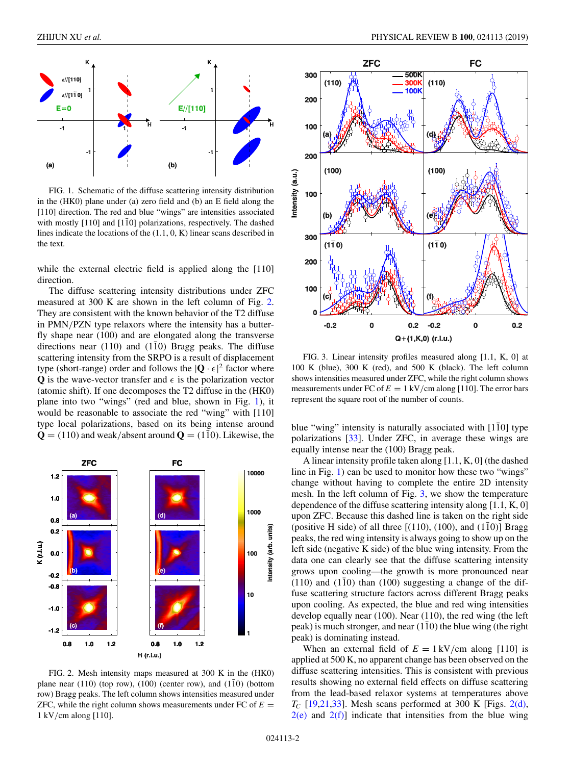FIG. 1. Schematic of the diffuse scattering intensity distribution in the (HK0) plane under (a) zero field and (b) an E field along the [110] direction. The red and blue "wings" are intensities associated with mostly [110] and $[1\bar{1}0]$ polarizations, respectively. The dashed lines indicate the locations of the (1.1, 0, K) linear scans described in the text.

while the external electric field is applied along the [110] direction.

The diffuse scattering intensity distributions under ZFC measured at 300 K are shown in the left column of Fig. 2. They are consistent with the known behavior of the T2 diffuse in PMN/PZN type relaxors where the intensity has a butterfly shape near (100) and are elongated along the transverse directions near (110) and $(1\bar{1}0)$ Bragg peaks. The diffuse scattering intensity from the SRPO is a result of displacement type (short-range) order and follows the $|\mathbf{Q}\cdot\epsilon|^2$ factor where $\mathbf{Q}$ is the wave-vector transfer and $\epsilon$ is the polarization vector (atomic shift). If one decomposes the T2 diffuse in the (HK0) plane into two "wings" (red and blue, shown in Fig. 1), it would be reasonable to associate the red "wing" with [110] type local polarizations, based on its being intense around $\mathbf{Q} = (110)$ and weak/absent around $\mathbf{Q} = (1\bar{1}0)$. Likewise, the blue "wing" intensity is naturally associated with $[1\bar{1}0]$ type polarizations [33]. Under ZFC, in average these wings are equally intense near the (100) Bragg peak.

FIG. 2. Mesh intensity maps measured at 300 K in the (HK0) plane near (110) (top row), (100) (center row), and $(1\bar{1}0)$ (bottom row) Bragg peaks. The left column shows intensities measured under ZFC, while the right column shows measurements under FC of $E = 1$ kV/cm along [110].

FIG. 3. Linear intensity profiles measured along [1.1, K, 0] at 100 K (blue), 300 K (red), and 500 K (black). The left column shows intensities measured under ZFC, while the right column shows measurements under FC of $E = 1$ kV/cm along [110]. The error bars represent the square root of the number of counts.

A linear intensity profile taken along [1.1, K, 0] (the dashed line in Fig. 1) can be used to monitor how these two "wings" change without having to complete the entire 2D intensity mesh. In the left column of Fig. 3, we show the temperature dependence of the diffuse scattering intensity along [1.1, K, 0] upon ZFC. Because this dashed line is taken on the right side (positive H side) of all three [(110), (100), and $(1\bar{1}0)$] Bragg peaks, the red wing intensity is always going to show up on the left side (negative K side) of the blue wing intensity. From the data one can clearly see that the diffuse scattering intensity grows upon cooling—the growth is more pronounced near (110) and $(1\bar{1}0)$ than (100) suggesting a change of the diffuse scattering structure factors across different Bragg peaks upon cooling. As expected, the blue and red wing intensities develop equally near (100). Near (110), the red wing (the left peak) is much stronger, and near $(1\bar{1}0)$ the blue wing (the right peak) is dominating instead.

When an external field of $E = 1$ kV/cm along [110] is applied at 500 K, no apparent change has been observed on the diffuse scattering intensities. This is consistent with previous results showing no external field effects on diffuse scattering from the lead-based relaxor systems at temperatures above $T_C$ [19,21,33]. Mesh scans performed at 300 K [Figs. 2(d), 2(e) and 2(f)] indicate that intensities from the blue wing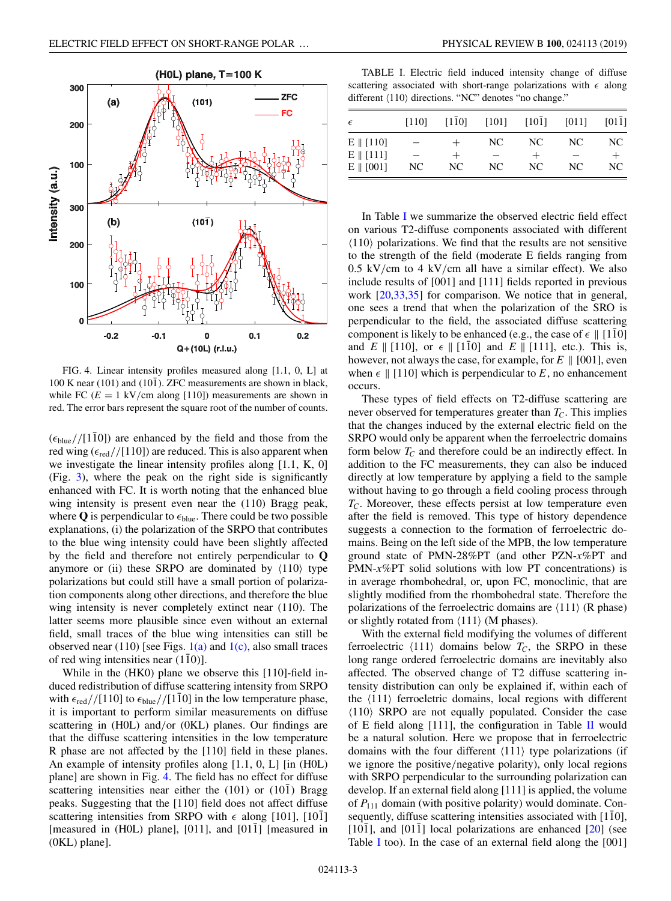FIG. 4. Linear intensity profiles measured along [1.1, 0, L] at 100 K near (101) and (10$\bar{1}$). ZFC measurements are shown in black, while FC ($E = 1$ kV/cm along [110]) measurements are shown in red. The error bars represent the square root of the number of counts.

($\epsilon_{\rm blue}$//[1$\bar{1}$0]) are enhanced by the field and those from the red wing ($\epsilon_{\rm red}$//[110]) are reduced. This is also apparent when we investigate the linear intensity profiles along [1.1, K, 0] (Fig. 3), where the peak on the right side is significantly enhanced with FC. It is worth noting that the enhanced blue wing intensity is present even near the (110) Bragg peak, where **Q** is perpendicular to $\epsilon_{\rm blue}$. There could be two possible explanations, (i) the polarization of the SRPO that contributes to the blue wing intensity could have been slightly affected by the field and therefore not entirely perpendicular to **Q** anymore or (ii) these SRPO are dominated by ⟨110⟩ type polarizations but could still have a small portion of polarization components along other directions, and therefore the blue wing intensity is never completely extinct near (110). The latter seems more plausible since even without an external field, small traces of the blue wing intensities can still be observed near (110) [see Figs. 1(a) and 1(c), also small traces of red wing intensities near (1$\bar{1}$0)].

While in the (HK0) plane we observe this [110]-field induced redistribution of diffuse scattering intensity from SRPO with $\epsilon_{\rm red}$//[110] to $\epsilon_{\rm blue}$//[1$\bar{1}$0] in the low temperature phase, it is important to perform similar measurements on diffuse scattering in (H0L) and/or (0KL) planes. Our findings are that the diffuse scattering intensities in the low temperature R phase are not affected by the [110] field in these planes. An example of intensity profiles along [1.1, 0, L] [in (H0L) plane] are shown in Fig. 4. The field has no effect for diffuse scattering intensities near either the (101) or (10$\bar{1}$) Bragg peaks. Suggesting that the [110] field does not affect diffuse scattering intensities from SRPO with $\epsilon$ along [101], [10$\bar{1}$] [measured in (H0L) plane], [011], and [01$\bar{1}$] [measured in (0KL) plane].

TABLE I. Electric field induced intensity change of diffuse scattering associated with short-range polarizations with $\epsilon$ along different ⟨110⟩ directions. "NC" denotes "no change."

| $\epsilon$ | [110] | [1$\bar{1}$0] | [101] | [10$\bar{1}$] | [011] | [01$\bar{1}$] |
|---|---|---|---|---|---|---|
| E ∥ [110] | − | + | NC | NC | NC | NC |
| E ∥ [111] | − | + | − | + | − | + |
| E ∥ [001] | NC | NC | NC | NC | NC | NC |

In Table I we summarize the observed electric field effect on various T2-diffuse components associated with different ⟨110⟩ polarizations. We find that the results are not sensitive to the strength of the field (moderate E fields ranging from 0.5 kV/cm to 4 kV/cm all have a similar effect). We also include results of [001] and [111] fields reported in previous work [20,33,35] for comparison. We notice that in general, one sees a trend that when the polarization of the SRO is perpendicular to the field, the associated diffuse scattering component is likely to be enhanced (e.g., the case of $\epsilon$ ∥ [1$\bar{1}$0] and $E$ ∥ [110], or $\epsilon$ ∥ [1$\bar{1}$0] and $E$ ∥ [111], etc.). This is, however, not always the case, for example, for $E$ ∥ [001], even when $\epsilon$ ∥ [110] which is perpendicular to $E$, no enhancement occurs.

These types of field effects on T2-diffuse scattering are never observed for temperatures greater than $T_C$. This implies that the changes induced by the external electric field on the SRPO would only be apparent when the ferroelectric domains form below $T_C$ and therefore could be an indirectly effect. In addition to the FC measurements, they can also be induced directly at low temperature by applying a field to the sample without having to go through a field cooling process through $T_C$. Moreover, these effects persist at low temperature even after the field is removed. This type of history dependence suggests a connection to the formation of ferroelectric domains. Being on the left side of the MPB, the low temperature ground state of PMN-28%PT (and other PZN-$x$%PT and PMN-$x$%PT solid solutions with low PT concentrations) is in average rhombohedral, or, upon FC, monoclinic, that are slightly modified from the rhombohedral state. Therefore the polarizations of the ferroelectric domains are ⟨111⟩ (R phase) or slightly rotated from ⟨111⟩ (M phases).

With the external field modifying the volumes of different ferroelectric ⟨111⟩ domains below $T_C$, the SRPO in these long range ordered ferroelectric domains are inevitably also affected. The observed change of T2 diffuse scattering intensity distribution can only be explained if, within each of the ⟨111⟩ ferroeletric domains, local regions with different ⟨110⟩ SRPO are not equally populated. Consider the case of E field along [111], the configuration in Table II would be a natural solution. Here we propose that in ferroelectric domains with the four different ⟨111⟩ type polarizations (if we ignore the positive/negative polarity), only local regions with SRPO perpendicular to the surrounding polarization can develop. If an external field along [111] is applied, the volume of $P_{111}$ domain (with positive polarity) would dominate. Consequently, diffuse scattering intensities associated with [1$\bar{1}$0], [10$\bar{1}$], and [01$\bar{1}$] local polarizations are enhanced [20] (see Table I too). In the case of an external field along the [001]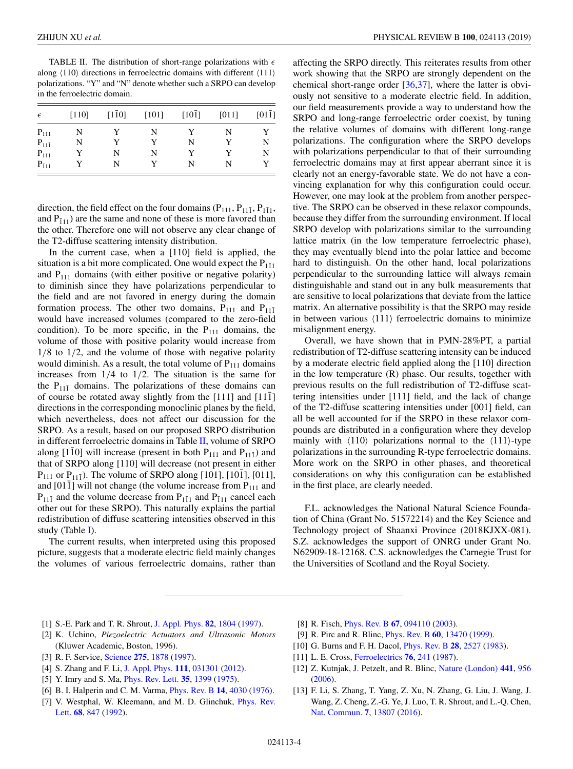TABLE II. The distribution of short-range polarizations with $\epsilon$ along $\langle 110 \rangle$ directions in ferroelectric domains with different $\langle 111 \rangle$ polarizations. "Y" and "N" denote whether such a SRPO can develop in the ferroelectric domain.

| $\epsilon$ | [110] | [$1\bar{1}0$] | [101] | [$10\bar{1}$] | [011] | [$01\bar{1}$] |
|---|---|---|---|---|---|---|
| $P_{111}$ | N | Y | N | Y | N | Y |
| $P_{11\bar{1}}$ | N | Y | Y | N | Y | N |
| $P_{1\bar{1}1}$ | Y | N | N | Y | Y | N |
| $P_{\bar{1}11}$ | Y | N | Y | N | N | Y |

direction, the field effect on the four domains ($P_{111}$, $P_{11\bar{1}}$, $P_{1\bar{1}1}$, and $P_{\bar{1}11}$) are the same and none of these is more favored than the other. Therefore one will not observe any clear change of the T2-diffuse scattering intensity distribution.

In the current case, when a [110] field is applied, the situation is a bit more complicated. One would expect the $P_{1\bar{1}1}$ and $P_{\bar{1}11}$ domains (with either positive or negative polarity) to diminish since they have polarizations perpendicular to the field and are not favored in energy during the domain formation process. The other two domains, $P_{111}$ and $P_{11\bar{1}}$ would have increased volumes (compared to the zero-field condition). To be more specific, in the $P_{111}$ domains, the volume of those with positive polarity would increase from 1/8 to 1/2, and the volume of those with negative polarity would diminish. As a result, the total volume of $P_{111}$ domains increases from 1/4 to 1/2. The situation is the same for the $P_{11\bar{1}}$ domains. The polarizations of these domains can of course be rotated away slightly from the [111] and [$11\bar{1}$] directions in the corresponding monoclinic planes by the field, which nevertheless, does not affect our discussion for the SRPO. As a result, based on our proposed SRPO distribution in different ferroelectric domains in Table II, volume of SRPO along [$1\bar{1}0$] will increase (present in both $P_{111}$ and $P_{11\bar{1}}$) and that of SRPO along [110] will decrease (not present in either $P_{111}$ or $P_{11\bar{1}}$). The volume of SRPO along [101], [$10\bar{1}$], [011], and [$01\bar{1}$] will not change (the volume increase from $P_{111}$ and $P_{11\bar{1}}$ and the volume decrease from $P_{1\bar{1}1}$ and $P_{\bar{1}11}$ cancel each other out for these SRPO). This naturally explains the partial redistribution of diffuse scattering intensities observed in this study (Table I).

The current results, when interpreted using this proposed picture, suggests that a moderate electric field mainly changes the volumes of various ferroelectric domains, rather than affecting the SRPO directly. This reiterates results from other work showing that the SRPO are strongly dependent on the chemical short-range order [36,37], where the latter is obviously not sensitive to a moderate electric field. In addition, our field measurements provide a way to understand how the SRPO and long-range ferroelectric order coexist, by tuning the relative volumes of domains with different long-range polarizations. The configuration where the SRPO develops with polarizations perpendicular to that of their surrounding ferroelectric domains may at first appear aberrant since it is clearly not an energy-favorable state. We do not have a convincing explanation for why this configuration could occur. However, one may look at the problem from another perspective. The SRPO can be observed in these relaxor compounds, because they differ from the surrounding environment. If local SRPO develop with polarizations similar to the surrounding lattice matrix (in the low temperature ferroelectric phase), they may eventually blend into the polar lattice and become hard to distinguish. On the other hand, local polarizations perpendicular to the surrounding lattice will always remain distinguishable and stand out in any bulk measurements that are sensitive to local polarizations that deviate from the lattice matrix. An alternative possibility is that the SRPO may reside in between various $\langle 111 \rangle$ ferroelectric domains to minimize misalignment energy.

Overall, we have shown that in PMN-28%PT, a partial redistribution of T2-diffuse scattering intensity can be induced by a moderate electric field applied along the [110] direction in the low temperature (R) phase. Our results, together with previous results on the full redistribution of T2-diffuse scattering intensities under [111] field, and the lack of change of the T2-diffuse scattering intensities under [001] field, can all be well accounted for if the SRPO in these relaxor compounds are distributed in a configuration where they develop mainly with $\langle 110 \rangle$ polarizations normal to the $\langle 111 \rangle$-type polarizations in the surrounding R-type ferroelectric domains. More work on the SRPO in other phases, and theoretical considerations on why this configuration can be established in the first place, are clearly needed.

F.L. acknowledges the National Natural Science Foundation of China (Grant No. 51572214) and the Key Science and Technology project of Shaanxi Province (2018KJXX-081). S.Z. acknowledges the support of ONRG under Grant No. N62909-18-12168. C.S. acknowledges the Carnegie Trust for the Universities of Scotland and the Royal Society.

[1] S.-E. Park and T. R. Shrout, J. Appl. Phys. **82**, 1804 (1997).

[2] K. Uchino, *Piezoelectric Actuators and Ultrasonic Motors* (Kluwer Academic, Boston, 1996).

[3] R. F. Service, Science **275**, 1878 (1997).

[4] S. Zhang and F. Li, J. Appl. Phys. **111**, 031301 (2012).

[5] Y. Imry and S. Ma, Phys. Rev. Lett. **35**, 1399 (1975).

[6] B. I. Halperin and C. M. Varma, Phys. Rev. B **14**, 4030 (1976).

[7] V. Westphal, W. Kleemann, and M. D. Glinchuk, Phys. Rev. Lett. **68**, 847 (1992).

[8] R. Fisch, Phys. Rev. B **67**, 094110 (2003).

[9] R. Pirc and R. Blinc, Phys. Rev. B **60**, 13470 (1999).

[10] G. Burns and F. H. Dacol, Phys. Rev. B **28**, 2527 (1983).

[11] L. E. Cross, Ferroelectrics **76**, 241 (1987).

[12] Z. Kutnjak, J. Petzelt, and R. Blinc, Nature (London) **441**, 956 (2006).

[13] F. Li, S. Zhang, T. Yang, Z. Xu, N. Zhang, G. Liu, J. Wang, J. Wang, Z. Cheng, Z.-G. Ye, J. Luo, T. R. Shrout, and L.-Q. Chen, Nat. Commun. **7**, 13807 (2016).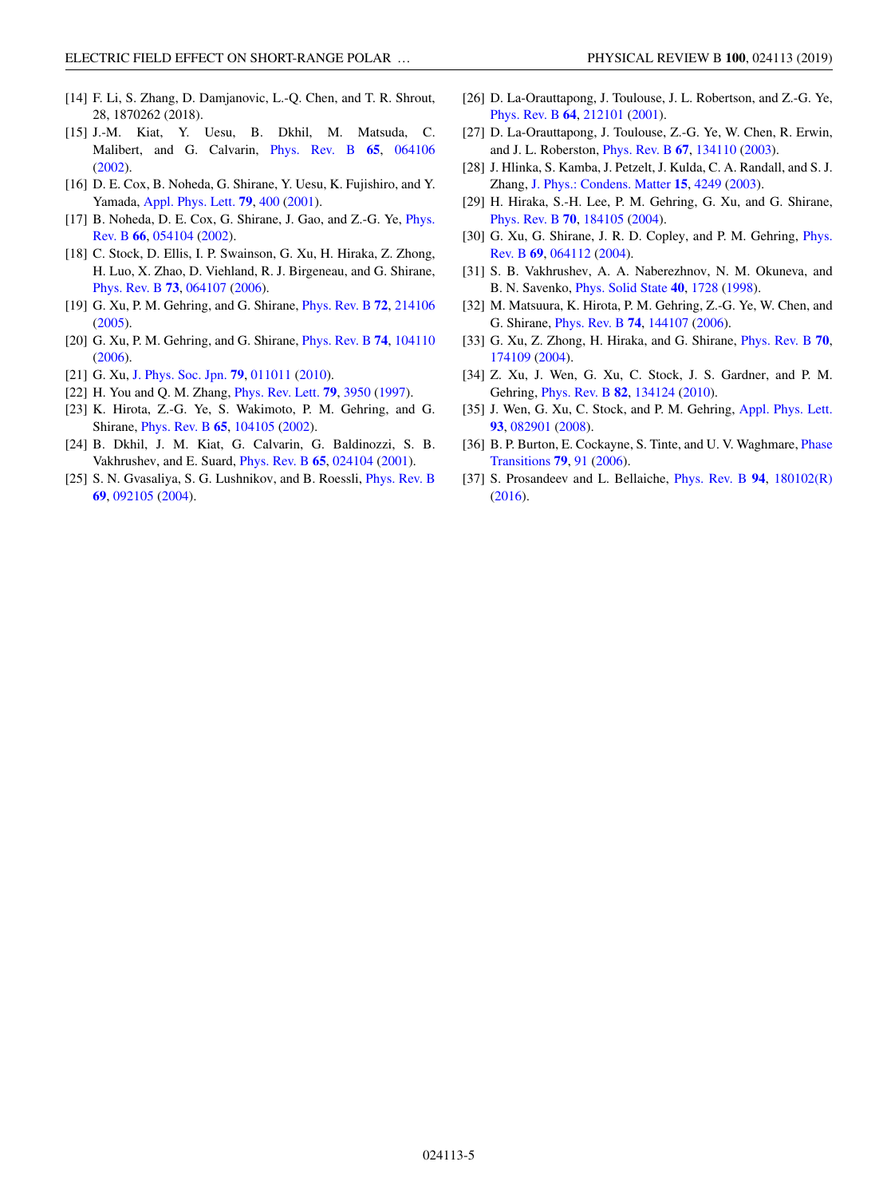[14] F. Li, S. Zhang, D. Damjanovic, L.-Q. Chen, and T. R. Shrout, 28, 1870262 (2018).

[15] J.-M. Kiat, Y. Uesu, B. Dkhil, M. Matsuda, C. Malibert, and G. Calvarin, Phys. Rev. B **65**, 064106 (2002).

[16] D. E. Cox, B. Noheda, G. Shirane, Y. Uesu, K. Fujishiro, and Y. Yamada, Appl. Phys. Lett. **79**, 400 (2001).

[17] B. Noheda, D. E. Cox, G. Shirane, J. Gao, and Z.-G. Ye, Phys. Rev. B **66**, 054104 (2002).

[18] C. Stock, D. Ellis, I. P. Swainson, G. Xu, H. Hiraka, Z. Zhong, H. Luo, X. Zhao, D. Viehland, R. J. Birgeneau, and G. Shirane, Phys. Rev. B **73**, 064107 (2006).

[19] G. Xu, P. M. Gehring, and G. Shirane, Phys. Rev. B **72**, 214106 (2005).

[20] G. Xu, P. M. Gehring, and G. Shirane, Phys. Rev. B **74**, 104110 (2006).

[21] G. Xu, J. Phys. Soc. Jpn. **79**, 011011 (2010).

[22] H. You and Q. M. Zhang, Phys. Rev. Lett. **79**, 3950 (1997).

[23] K. Hirota, Z.-G. Ye, S. Wakimoto, P. M. Gehring, and G. Shirane, Phys. Rev. B **65**, 104105 (2002).

[24] B. Dkhil, J. M. Kiat, G. Calvarin, G. Baldinozzi, S. B. Vakhrushev, and E. Suard, Phys. Rev. B **65**, 024104 (2001).

[25] S. N. Gvasaliya, S. G. Lushnikov, and B. Roessli, Phys. Rev. B **69**, 092105 (2004).

[26] D. La-Orauttapong, J. Toulouse, J. L. Robertson, and Z.-G. Ye, Phys. Rev. B **64**, 212101 (2001).

[27] D. La-Orauttapong, J. Toulouse, Z.-G. Ye, W. Chen, R. Erwin, and J. L. Roberston, Phys. Rev. B **67**, 134110 (2003).

[28] J. Hlinka, S. Kamba, J. Petzelt, J. Kulda, C. A. Randall, and S. J. Zhang, J. Phys.: Condens. Matter **15**, 4249 (2003).

[29] H. Hiraka, S.-H. Lee, P. M. Gehring, G. Xu, and G. Shirane, Phys. Rev. B **70**, 184105 (2004).

[30] G. Xu, G. Shirane, J. R. D. Copley, and P. M. Gehring, Phys. Rev. B **69**, 064112 (2004).

[31] S. B. Vakhrushev, A. A. Naberezhnov, N. M. Okuneva, and B. N. Savenko, Phys. Solid State **40**, 1728 (1998).

[32] M. Matsuura, K. Hirota, P. M. Gehring, Z.-G. Ye, W. Chen, and G. Shirane, Phys. Rev. B **74**, 144107 (2006).

[33] G. Xu, Z. Zhong, H. Hiraka, and G. Shirane, Phys. Rev. B **70**, 174109 (2004).

[34] Z. Xu, J. Wen, G. Xu, C. Stock, J. S. Gardner, and P. M. Gehring, Phys. Rev. B **82**, 134124 (2010).

[35] J. Wen, G. Xu, C. Stock, and P. M. Gehring, Appl. Phys. Lett. **93**, 082901 (2008).

[36] B. P. Burton, E. Cockayne, S. Tinte, and U. V. Waghmare, Phase Transitions **79**, 91 (2006).

[37] S. Prosandeev and L. Bellaiche, Phys. Rev. B **94**, 180102(R) (2016).